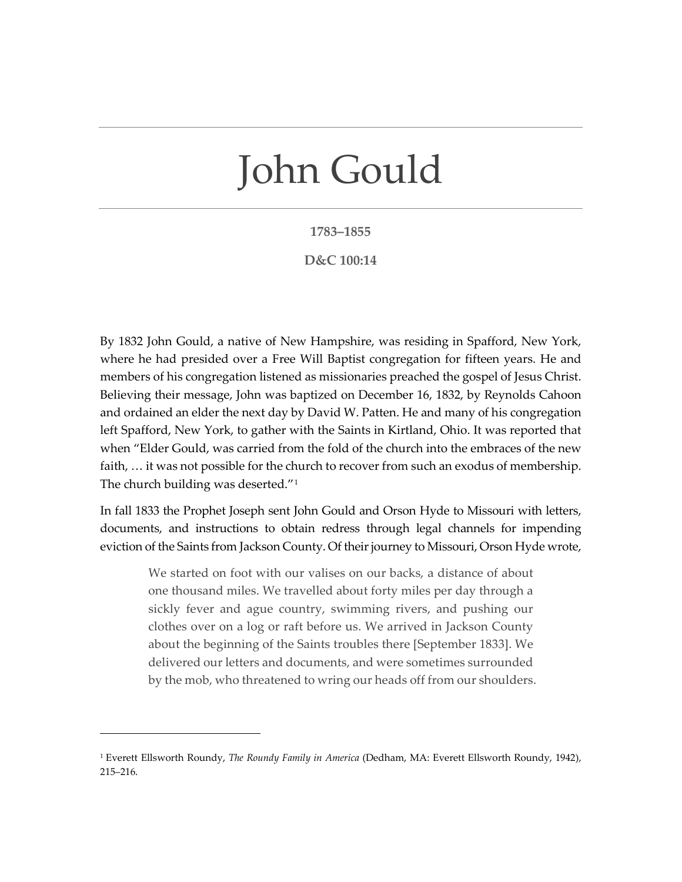# John Gould

**1783–1855**

**D&C 100:14**

By 1832 John Gould, a native of New Hampshire, was residing in Spafford, New York, where he had presided over a Free Will Baptist congregation for fifteen years. He and members of his congregation listened as missionaries preached the gospel of Jesus Christ. Believing their message, John was baptized on December 16, 1832, by Reynolds Cahoon and ordained an elder the next day by David W. Patten. He and many of his congregation left Spafford, New York, to gather with the Saints in Kirtland, Ohio. It was reported that when "Elder Gould, was carried from the fold of the church into the embraces of the new faith, … it was not possible for the church to recover from such an exodus of membership. The church building was deserted."[1]

In fall 1833 the Prophet Joseph sent John Gould and Orson Hyde to Missouri with letters, documents, and instructions to obtain redress through legal channels for impending eviction of the Saints from Jackson County. Of their journey to Missouri, Orson Hyde wrote,

> We started on foot with our valises on our backs, a distance of about one thousand miles. We travelled about forty miles per day through a sickly fever and ague country, swimming rivers, and pushing our clothes over on a log or raft before us. We arrived in Jackson County about the beginning of the Saints troubles there [September 1833]. We delivered our letters and documents, and were sometimes surrounded by the mob, who threatened to wring our heads off from our shoulders.

---

[1] Everett Ellsworth Roundy, *The Roundy Family in America* (Dedham, MA: Everett Ellsworth Roundy, 1942), 215–216.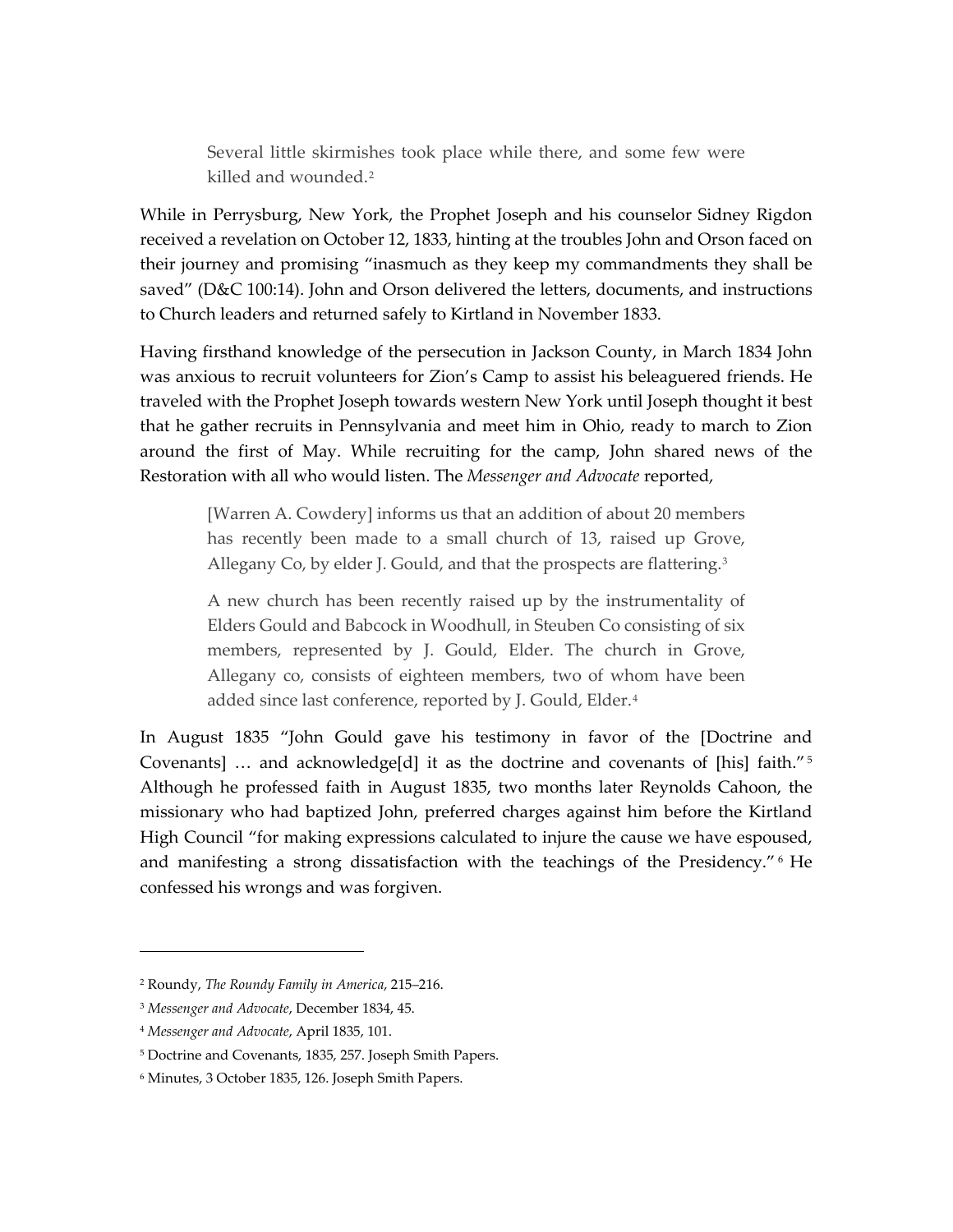> Several little skirmishes took place while there, and some few were killed and wounded.[2]

While in Perrysburg, New York, the Prophet Joseph and his counselor Sidney Rigdon received a revelation on October 12, 1833, hinting at the troubles John and Orson faced on their journey and promising "inasmuch as they keep my commandments they shall be saved" (D&C 100:14). John and Orson delivered the letters, documents, and instructions to Church leaders and returned safely to Kirtland in November 1833.

Having firsthand knowledge of the persecution in Jackson County, in March 1834 John was anxious to recruit volunteers for Zion's Camp to assist his beleaguered friends. He traveled with the Prophet Joseph towards western New York until Joseph thought it best that he gather recruits in Pennsylvania and meet him in Ohio, ready to march to Zion around the first of May. While recruiting for the camp, John shared news of the Restoration with all who would listen. The *Messenger and Advocate* reported,

> [Warren A. Cowdery] informs us that an addition of about 20 members has recently been made to a small church of 13, raised up Grove, Allegany Co, by elder J. Gould, and that the prospects are flattering.[3]
>
> A new church has been recently raised up by the instrumentality of Elders Gould and Babcock in Woodhull, in Steuben Co consisting of six members, represented by J. Gould, Elder. The church in Grove, Allegany co, consists of eighteen members, two of whom have been added since last conference, reported by J. Gould, Elder.[4]

In August 1835 "John Gould gave his testimony in favor of the [Doctrine and Covenants] … and acknowledge[d] it as the doctrine and covenants of [his] faith."[5] Although he professed faith in August 1835, two months later Reynolds Cahoon, the missionary who had baptized John, preferred charges against him before the Kirtland High Council "for making expressions calculated to injure the cause we have espoused, and manifesting a strong dissatisfaction with the teachings of the Presidency."[6] He confessed his wrongs and was forgiven.

---

[2] Roundy, *The Roundy Family in America*, 215–216.

[3] *Messenger and Advocate*, December 1834, 45.

[4] *Messenger and Advocate*, April 1835, 101.

[5] Doctrine and Covenants, 1835, 257. Joseph Smith Papers.

[6] Minutes, 3 October 1835, 126. Joseph Smith Papers.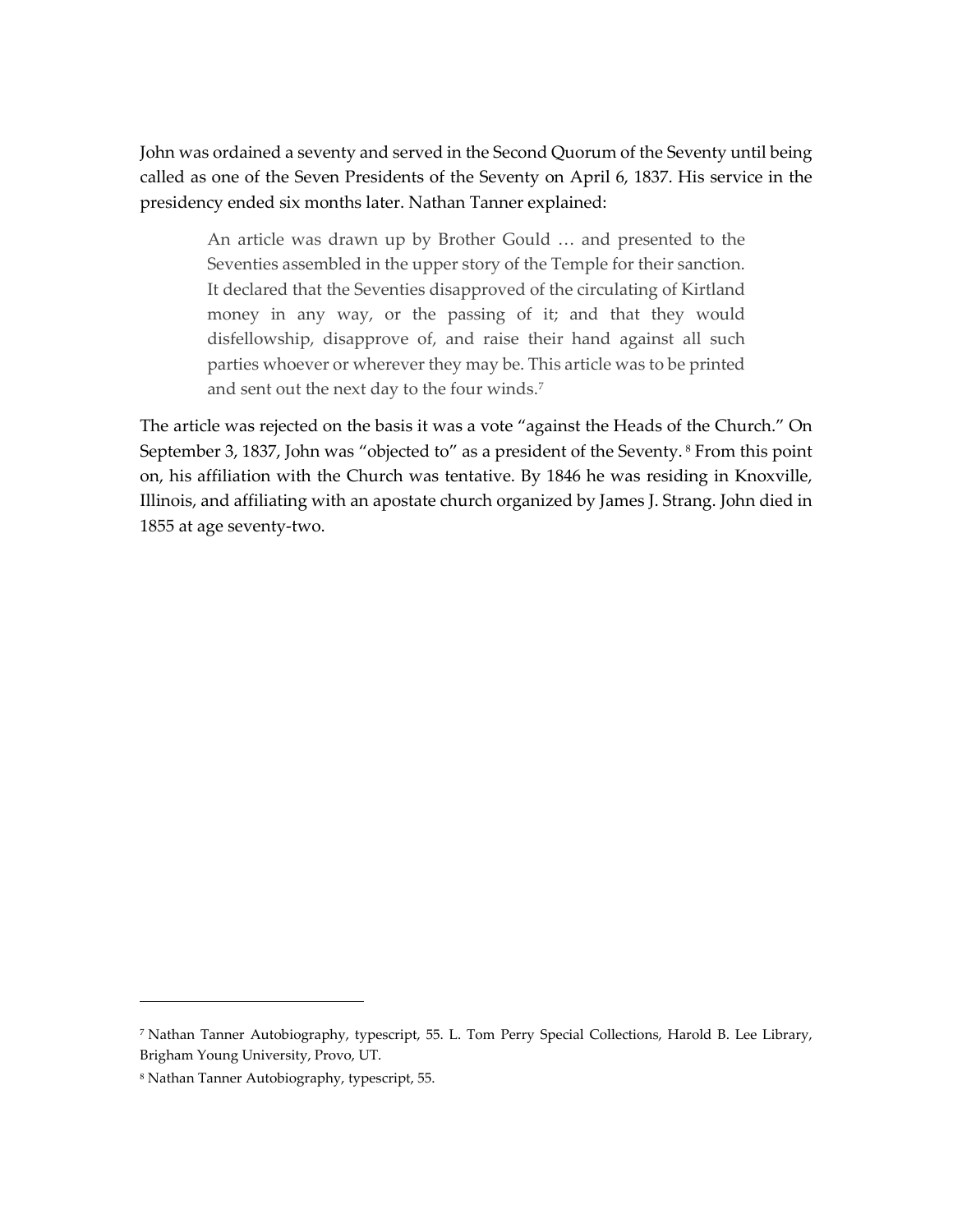John was ordained a seventy and served in the Second Quorum of the Seventy until being called as one of the Seven Presidents of the Seventy on April 6, 1837. His service in the presidency ended six months later. Nathan Tanner explained:

> An article was drawn up by Brother Gould … and presented to the Seventies assembled in the upper story of the Temple for their sanction. It declared that the Seventies disapproved of the circulating of Kirtland money in any way, or the passing of it; and that they would disfellowship, disapprove of, and raise their hand against all such parties whoever or wherever they may be. This article was to be printed and sent out the next day to the four winds.[7]

The article was rejected on the basis it was a vote "against the Heads of the Church." On September 3, 1837, John was "objected to" as a president of the Seventy.[8] From this point on, his affiliation with the Church was tentative. By 1846 he was residing in Knoxville, Illinois, and affiliating with an apostate church organized by James J. Strang. John died in 1855 at age seventy-two.

---

[7] Nathan Tanner Autobiography, typescript, 55. L. Tom Perry Special Collections, Harold B. Lee Library, Brigham Young University, Provo, UT.

[8] Nathan Tanner Autobiography, typescript, 55.